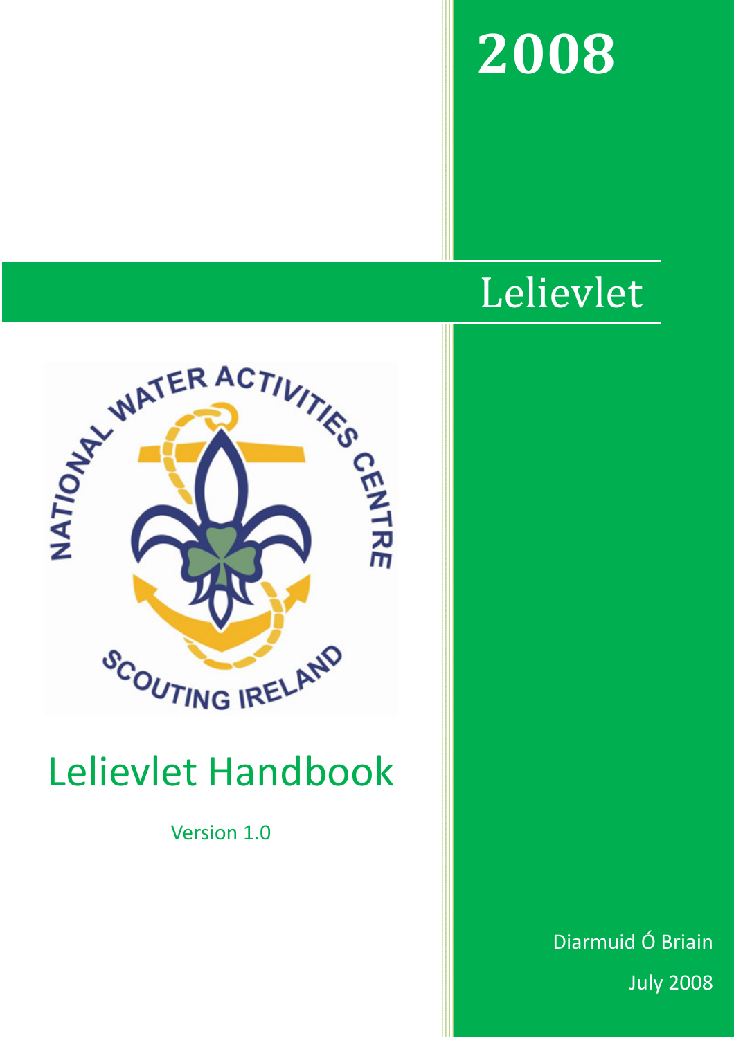2008

# Lelievlet

# Lelievlet Handbook

Version 1.0

Diarmuid Ó Briain

July 2008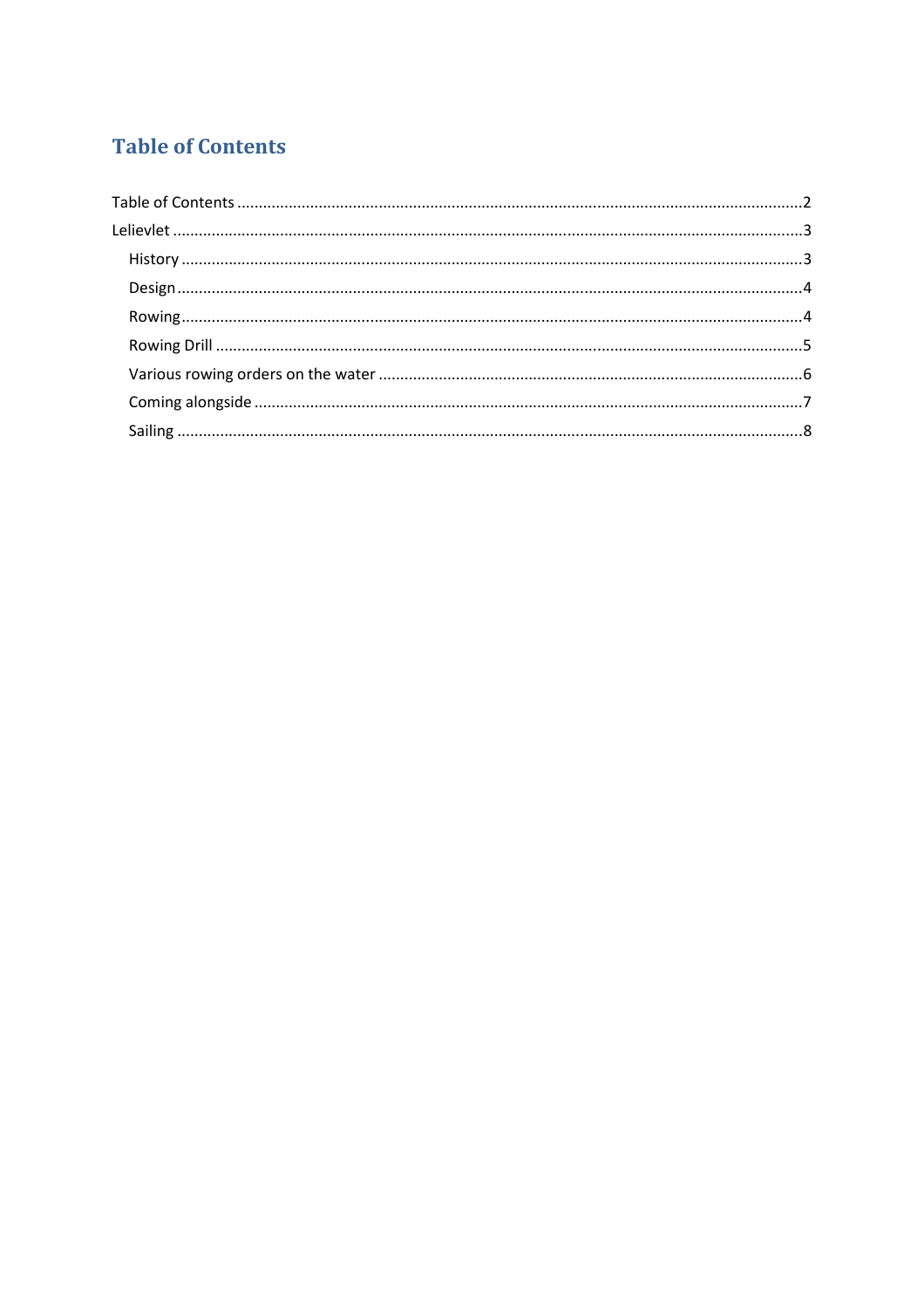# Table of Contents

Table of Contents ............................................................ 2

Lelievlet ............................................................ 3

- History ............................................................ 3
- Design ............................................................ 4
- Rowing ............................................................ 4
- Rowing Drill ............................................................ 5
- Various rowing orders on the water ............................................................ 6
- Coming alongside ............................................................ 7
- Sailing ............................................................ 8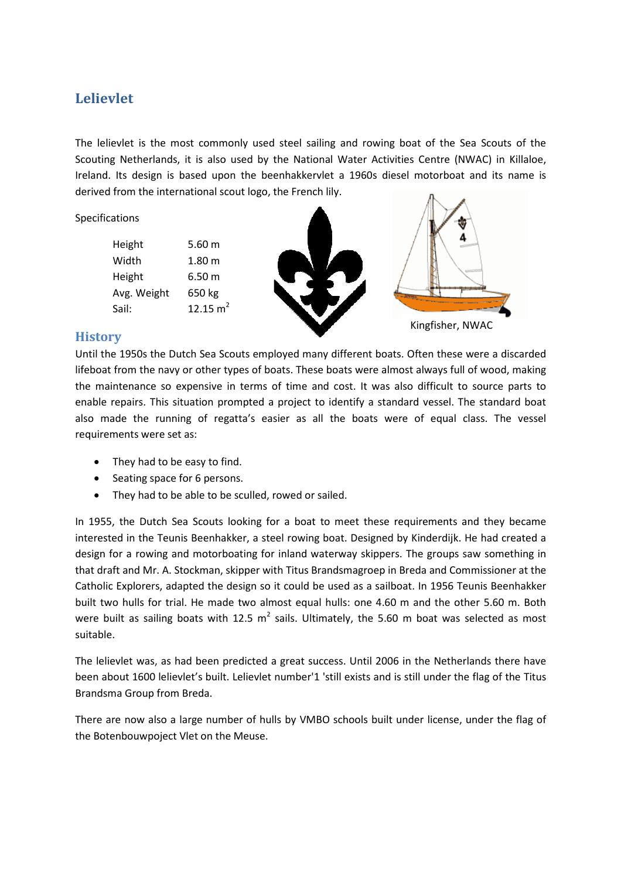## Lelievlet

The lelievlet is the most commonly used steel sailing and rowing boat of the Sea Scouts of the Scouting Netherlands, it is also used by the National Water Activities Centre (NWAC) in Killaloe, Ireland. Its design is based upon the beenhakkervlet a 1960s diesel motorboat and its name is derived from the international scout logo, the French lily.

Specifications

| | |
|---|---|
| Height | 5.60 m |
| Width | 1.80 m |
| Height | 6.50 m |
| Avg. Weight | 650 kg |
| Sail: | 12.15 $m^2$ |

Kingfisher, NWAC

## History

Until the 1950s the Dutch Sea Scouts employed many different boats. Often these were a discarded lifeboat from the navy or other types of boats. These boats were almost always full of wood, making the maintenance so expensive in terms of time and cost. It was also difficult to source parts to enable repairs. This situation prompted a project to identify a standard vessel. The standard boat also made the running of regatta's easier as all the boats were of equal class. The vessel requirements were set as:

- They had to be easy to find.
- Seating space for 6 persons.
- They had to be able to be sculled, rowed or sailed.

In 1955, the Dutch Sea Scouts looking for a boat to meet these requirements and they became interested in the Teunis Beenhakker, a steel rowing boat. Designed by Kinderdijk. He had created a design for a rowing and motorboating for inland waterway skippers. The groups saw something in that draft and Mr. A. Stockman, skipper with Titus Brandsmagroep in Breda and Commissioner at the Catholic Explorers, adapted the design so it could be used as a sailboat. In 1956 Teunis Beenhakker built two hulls for trial. He made two almost equal hulls: one 4.60 m and the other 5.60 m. Both were built as sailing boats with 12.5 $m^2$ sails. Ultimately, the 5.60 m boat was selected as most suitable.

The lelievlet was, as had been predicted a great success. Until 2006 in the Netherlands there have been about 1600 lelievlet's built. Lelievlet number'1 'still exists and is still under the flag of the Titus Brandsma Group from Breda.

There are now also a large number of hulls by VMBO schools built under license, under the flag of the Botenbouwpoject Vlet on the Meuse.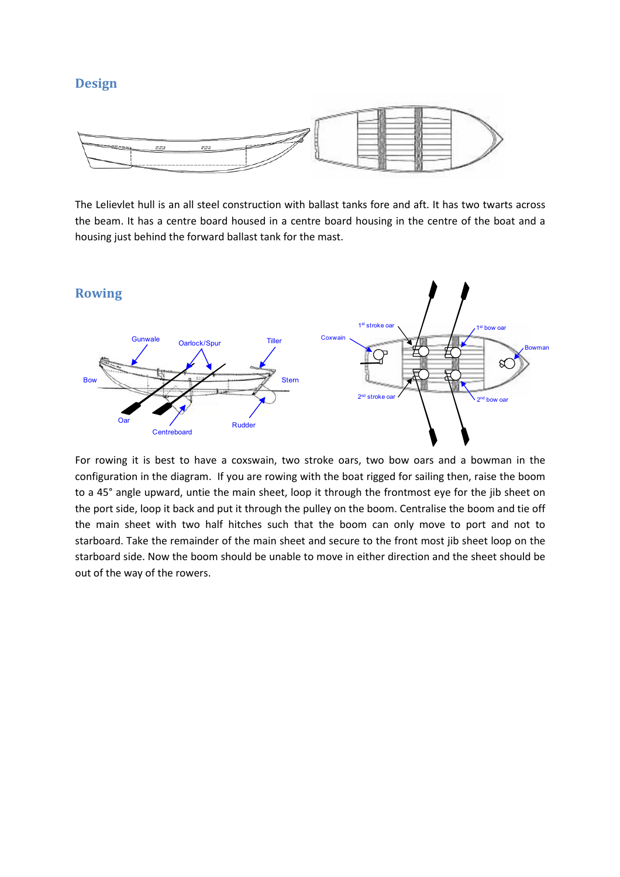## Design

The Lelievlet hull is an all steel construction with ballast tanks fore and aft. It has two twarts across the beam. It has a centre board housed in a centre board housing in the centre of the boat and a housing just behind the forward ballast tank for the mast.

## Rowing

For rowing it is best to have a coxswain, two stroke oars, two bow oars and a bowman in the configuration in the diagram. If you are rowing with the boat rigged for sailing then, raise the boom to a 45° angle upward, untie the main sheet, loop it through the frontmost eye for the jib sheet on the port side, loop it back and put it through the pulley on the boom. Centralise the boom and tie off the main sheet with two half hitches such that the boom can only move to port and not to starboard. Take the remainder of the main sheet and secure to the front most jib sheet loop on the starboard side. Now the boom should be unable to move in either direction and the sheet should be out of the way of the rowers.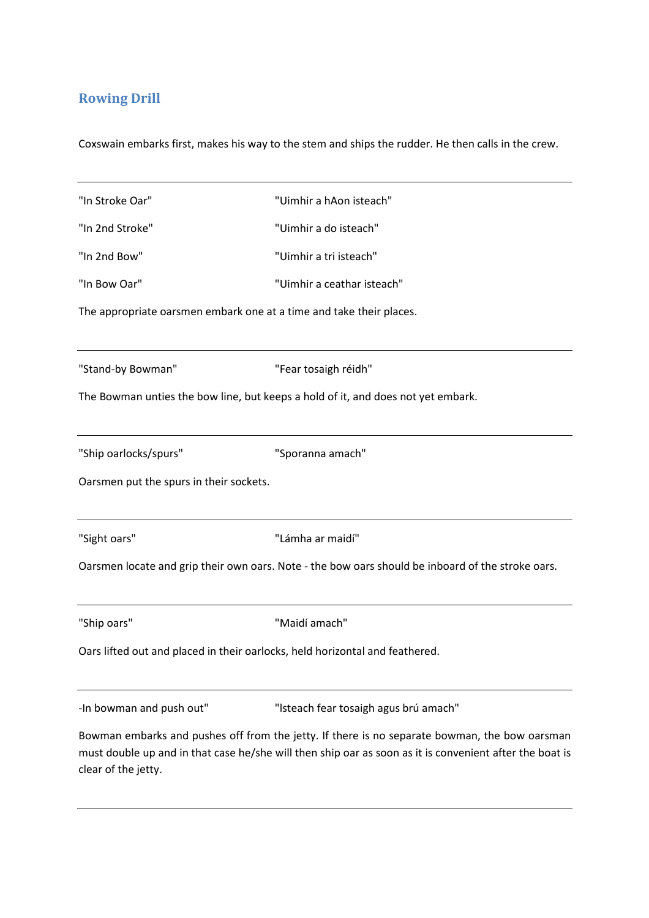## Rowing Drill

Coxswain embarks first, makes his way to the stem and ships the rudder. He then calls in the crew.

---

| | |
|---|---|
| "In Stroke Oar" | "Uimhir a hAon isteach" |
| "In 2nd Stroke" | "Uimhir a do isteach" |
| "In 2nd Bow" | "Uimhir a tri isteach" |
| "In Bow Oar" | "Uimhir a ceathar isteach" |

The appropriate oarsmen embark one at a time and take their places.

---

"Stand-by Bowman" "Fear tosaigh réidh"

The Bowman unties the bow line, but keeps a hold of it, and does not yet embark.

---

"Ship oarlocks/spurs" "Sporanna amach"

Oarsmen put the spurs in their sockets.

---

"Sight oars" "Lámha ar maidí"

Oarsmen locate and grip their own oars. Note - the bow oars should be inboard of the stroke oars.

---

"Ship oars" "Maidí amach"

Oars lifted out and placed in their oarlocks, held horizontal and feathered.

---

-In bowman and push out" "Isteach fear tosaigh agus brú amach"

Bowman embarks and pushes off from the jetty. If there is no separate bowman, the bow oarsman must double up and in that case he/she will then ship oar as soon as it is convenient after the boat is clear of the jetty.

---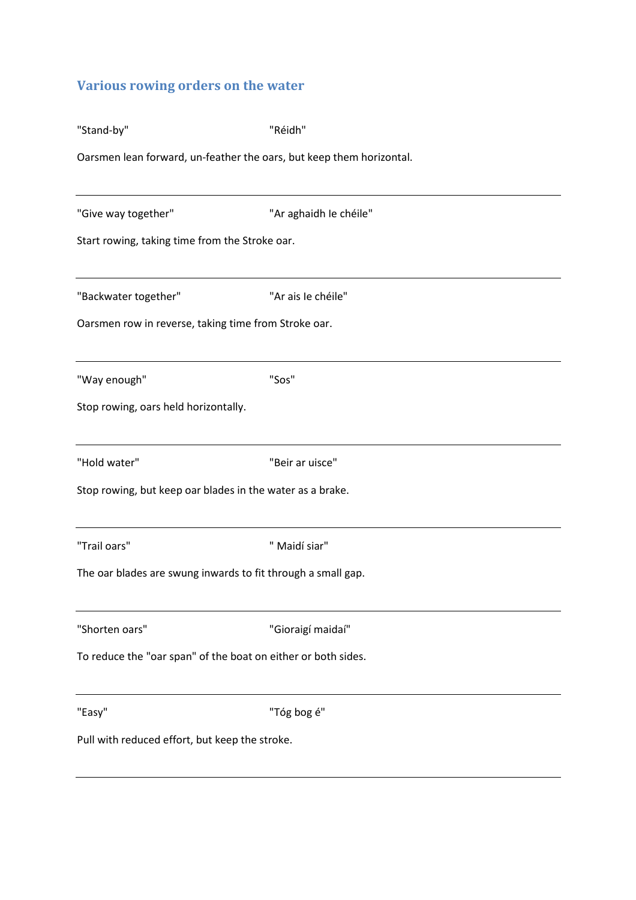## Various rowing orders on the water

"Stand-by" "Réidh"

Oarsmen lean forward, un-feather the oars, but keep them horizontal.

---

"Give way together" "Ar aghaidh le chéile"

Start rowing, taking time from the Stroke oar.

---

"Backwater together" "Ar ais le chéile"

Oarsmen row in reverse, taking time from Stroke oar.

---

"Way enough" "Sos"

Stop rowing, oars held horizontally.

---

"Hold water" "Beir ar uisce"

Stop rowing, but keep oar blades in the water as a brake.

---

"Trail oars" " Maidí siar"

The oar blades are swung inwards to fit through a small gap.

---

"Shorten oars" "Gioraigí maidaí"

To reduce the "oar span" of the boat on either or both sides.

---

"Easy" "Tóg bog é"

Pull with reduced effort, but keep the stroke.

---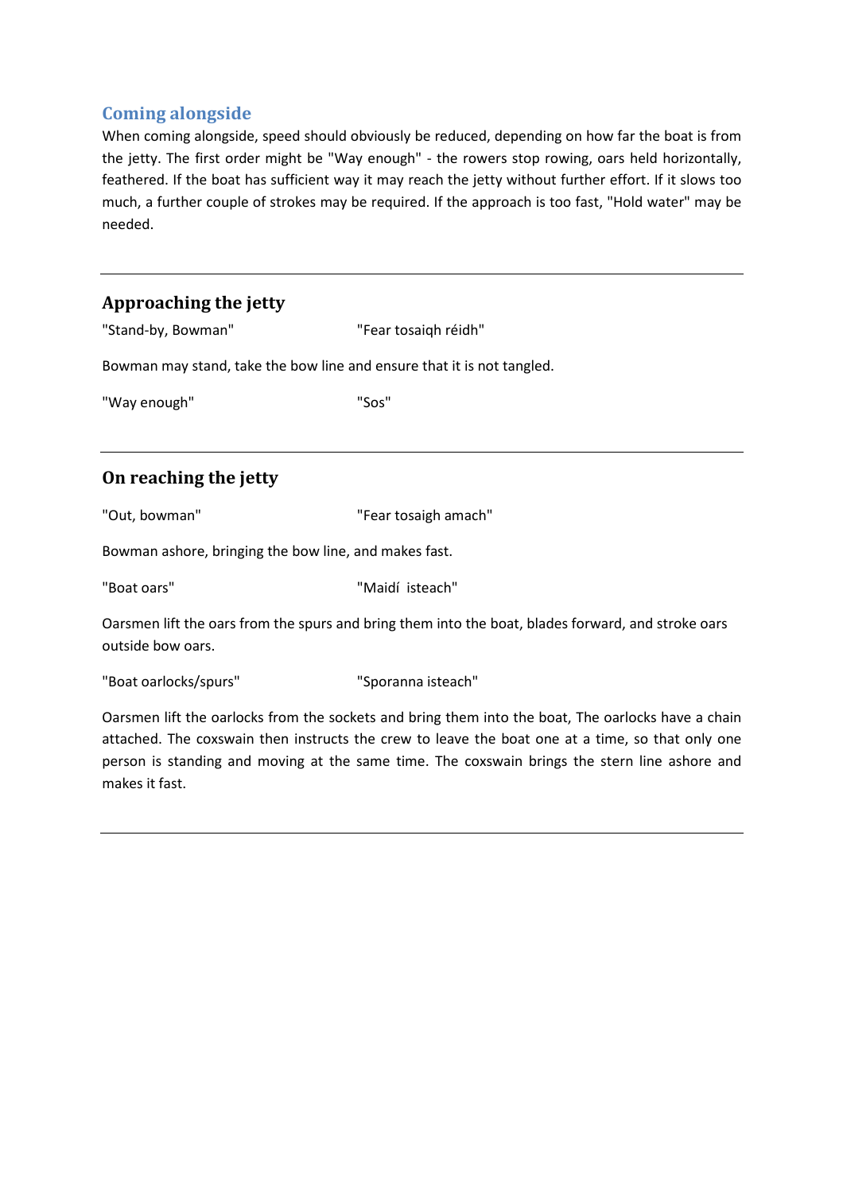## Coming alongside

When coming alongside, speed should obviously be reduced, depending on how far the boat is from the jetty. The first order might be "Way enough" - the rowers stop rowing, oars held horizontally, feathered. If the boat has sufficient way it may reach the jetty without further effort. If it slows too much, a further couple of strokes may be required. If the approach is too fast, "Hold water" may be needed.

---

### Approaching the jetty

"Stand-by, Bowman" — "Fear tosaiqh réidh"

Bowman may stand, take the bow line and ensure that it is not tangled.

"Way enough" — "Sos"

---

### On reaching the jetty

"Out, bowman" — "Fear tosaigh amach"

Bowman ashore, bringing the bow line, and makes fast.

"Boat oars" — "Maidí isteach"

Oarsmen lift the oars from the spurs and bring them into the boat, blades forward, and stroke oars outside bow oars.

"Boat oarlocks/spurs" — "Sporanna isteach"

Oarsmen lift the oarlocks from the sockets and bring them into the boat, The oarlocks have a chain attached. The coxswain then instructs the crew to leave the boat one at a time, so that only one person is standing and moving at the same time. The coxswain brings the stern line ashore and makes it fast.

---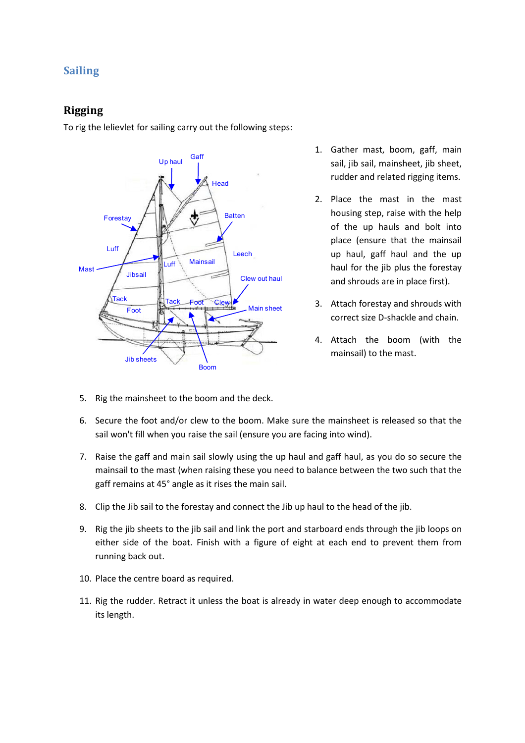# Sailing

## Rigging

To rig the lelievlet for sailing carry out the following steps:

1. Gather mast, boom, gaff, main sail, jib sail, mainsheet, jib sheet, rudder and related rigging items.
2. Place the mast in the mast housing step, raise with the help of the up hauls and bolt into place (ensure that the mainsail up haul, gaff haul and the up haul for the jib plus the forestay and shrouds are in place first).
3. Attach forestay and shrouds with correct size D-shackle and chain.
4. Attach the boom (with the mainsail) to the mast.
5. Rig the mainsheet to the boom and the deck.
6. Secure the foot and/or clew to the boom. Make sure the mainsheet is released so that the sail won't fill when you raise the sail (ensure you are facing into wind).
7. Raise the gaff and main sail slowly using the up haul and gaff haul, as you do so secure the mainsail to the mast (when raising these you need to balance between the two such that the gaff remains at 45° angle as it rises the main sail.
8. Clip the Jib sail to the forestay and connect the Jib up haul to the head of the jib.
9. Rig the jib sheets to the jib sail and link the port and starboard ends through the jib loops on either side of the boat. Finish with a figure of eight at each end to prevent them from running back out.
10. Place the centre board as required.
11. Rig the rudder. Retract it unless the boat is already in water deep enough to accommodate its length.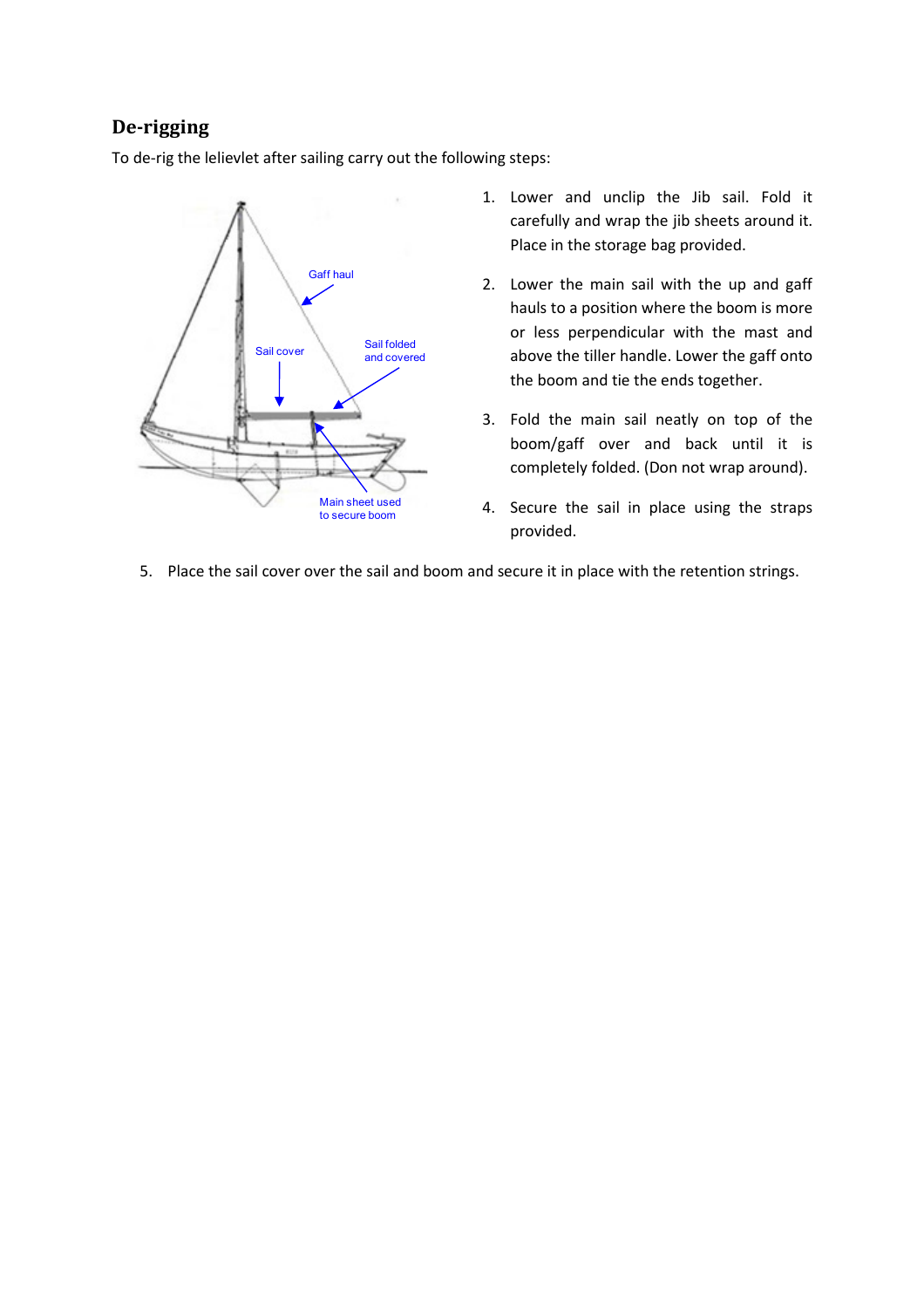## De-rigging

To de-rig the lelievlet after sailing carry out the following steps:

Gaff haul

Sail cover

Sail folded and covered

Main sheet used to secure boom

1. Lower and unclip the Jib sail. Fold it carefully and wrap the jib sheets around it. Place in the storage bag provided.
2. Lower the main sail with the up and gaff hauls to a position where the boom is more or less perpendicular with the mast and above the tiller handle. Lower the gaff onto the boom and tie the ends together.
3. Fold the main sail neatly on top of the boom/gaff over and back until it is completely folded. (Don not wrap around).
4. Secure the sail in place using the straps provided.
5. Place the sail cover over the sail and boom and secure it in place with the retention strings.